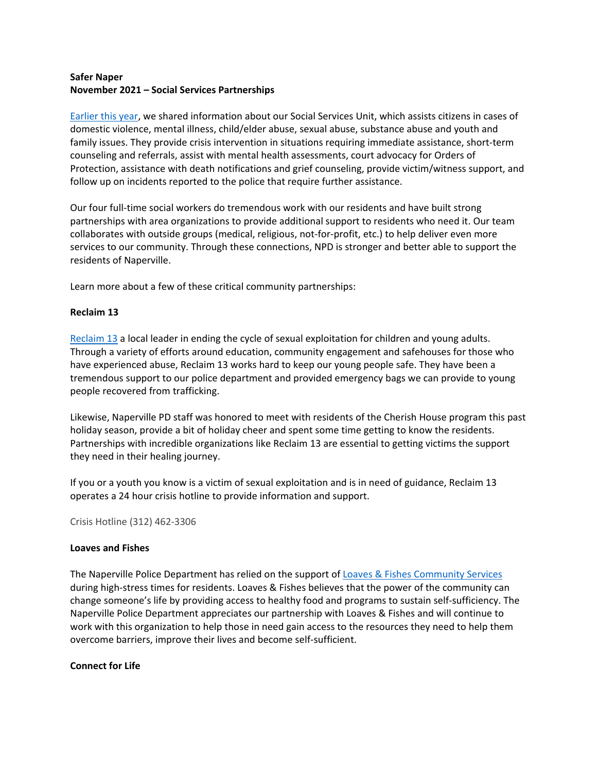**Safer Naper**
**November 2021 – Social Services Partnerships**

Earlier this year, we shared information about our Social Services Unit, which assists citizens in cases of domestic violence, mental illness, child/elder abuse, sexual abuse, substance abuse and youth and family issues. They provide crisis intervention in situations requiring immediate assistance, short-term counseling and referrals, assist with mental health assessments, court advocacy for Orders of Protection, assistance with death notifications and grief counseling, provide victim/witness support, and follow up on incidents reported to the police that require further assistance.

Our four full-time social workers do tremendous work with our residents and have built strong partnerships with area organizations to provide additional support to residents who need it. Our team collaborates with outside groups (medical, religious, not-for-profit, etc.) to help deliver even more services to our community. Through these connections, NPD is stronger and better able to support the residents of Naperville.

Learn more about a few of these critical community partnerships:

**Reclaim 13**

Reclaim 13 a local leader in ending the cycle of sexual exploitation for children and young adults. Through a variety of efforts around education, community engagement and safehouses for those who have experienced abuse, Reclaim 13 works hard to keep our young people safe. They have been a tremendous support to our police department and provided emergency bags we can provide to young people recovered from trafficking.

Likewise, Naperville PD staff was honored to meet with residents of the Cherish House program this past holiday season, provide a bit of holiday cheer and spent some time getting to know the residents. Partnerships with incredible organizations like Reclaim 13 are essential to getting victims the support they need in their healing journey.

If you or a youth you know is a victim of sexual exploitation and is in need of guidance, Reclaim 13 operates a 24 hour crisis hotline to provide information and support.

Crisis Hotline (312) 462-3306

**Loaves and Fishes**

The Naperville Police Department has relied on the support of Loaves & Fishes Community Services during high-stress times for residents. Loaves & Fishes believes that the power of the community can change someone's life by providing access to healthy food and programs to sustain self-sufficiency. The Naperville Police Department appreciates our partnership with Loaves & Fishes and will continue to work with this organization to help those in need gain access to the resources they need to help them overcome barriers, improve their lives and become self-sufficient.

**Connect for Life**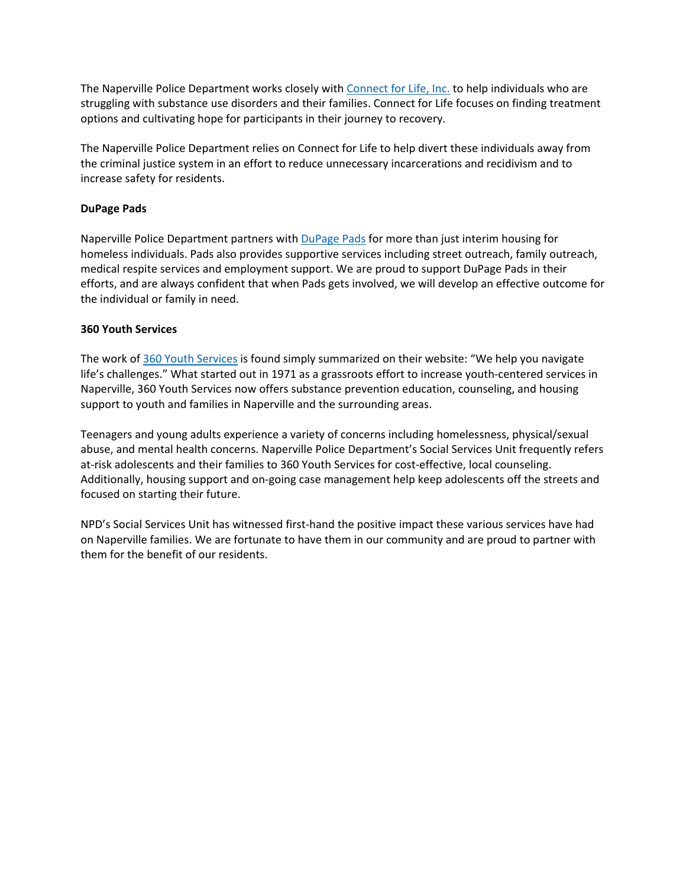The Naperville Police Department works closely with Connect for Life, Inc. to help individuals who are struggling with substance use disorders and their families. Connect for Life focuses on finding treatment options and cultivating hope for participants in their journey to recovery.

The Naperville Police Department relies on Connect for Life to help divert these individuals away from the criminal justice system in an effort to reduce unnecessary incarcerations and recidivism and to increase safety for residents.

**DuPage Pads**

Naperville Police Department partners with DuPage Pads for more than just interim housing for homeless individuals. Pads also provides supportive services including street outreach, family outreach, medical respite services and employment support. We are proud to support DuPage Pads in their efforts, and are always confident that when Pads gets involved, we will develop an effective outcome for the individual or family in need.

**360 Youth Services**

The work of 360 Youth Services is found simply summarized on their website: "We help you navigate life's challenges." What started out in 1971 as a grassroots effort to increase youth-centered services in Naperville, 360 Youth Services now offers substance prevention education, counseling, and housing support to youth and families in Naperville and the surrounding areas.

Teenagers and young adults experience a variety of concerns including homelessness, physical/sexual abuse, and mental health concerns. Naperville Police Department's Social Services Unit frequently refers at-risk adolescents and their families to 360 Youth Services for cost-effective, local counseling. Additionally, housing support and on-going case management help keep adolescents off the streets and focused on starting their future.

NPD's Social Services Unit has witnessed first-hand the positive impact these various services have had on Naperville families. We are fortunate to have them in our community and are proud to partner with them for the benefit of our residents.